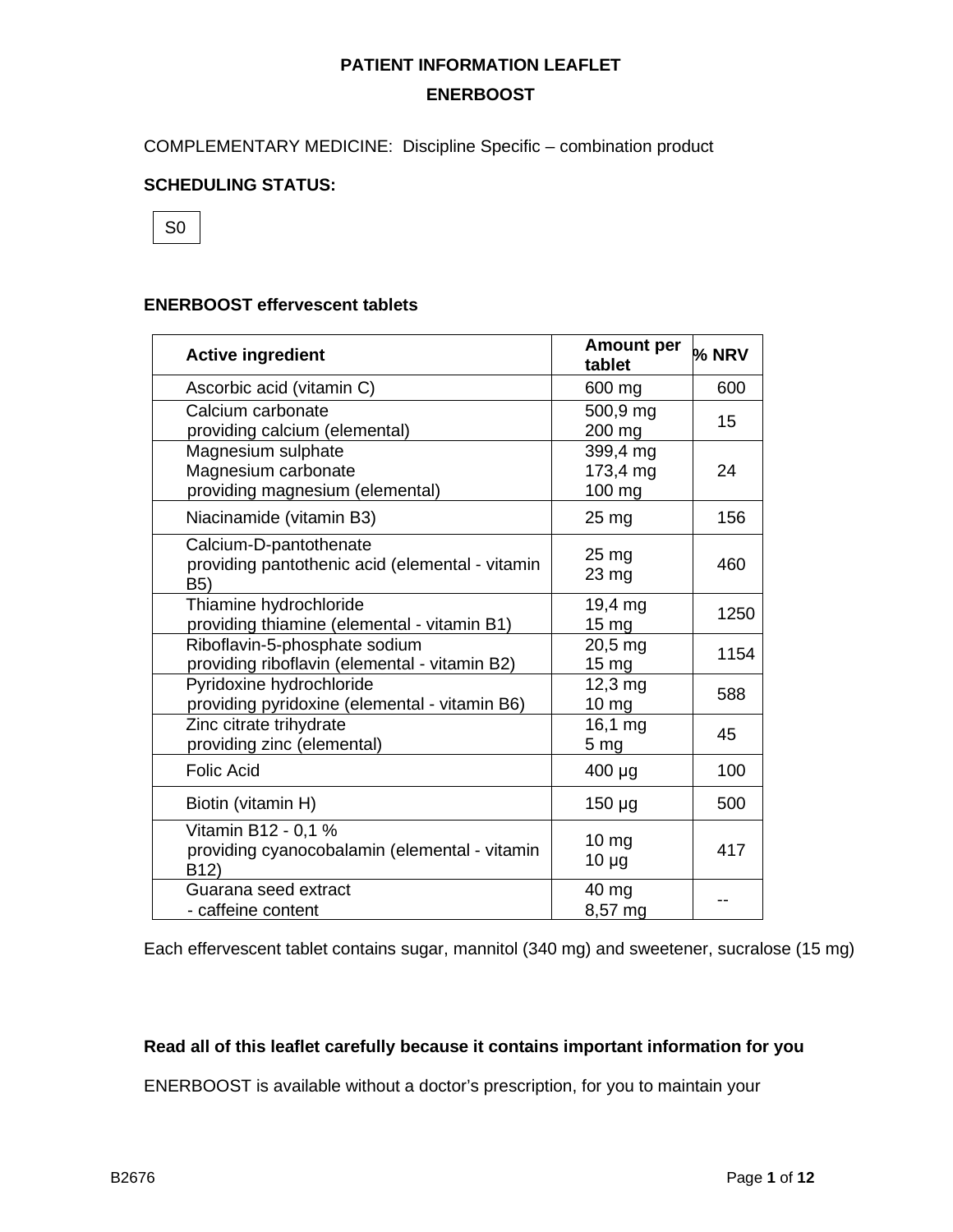**PATIENT INFORMATION LEAFLET**

**ENERBOOST**

COMPLEMENTARY MEDICINE: Discipline Specific – combination product

**SCHEDULING STATUS:**

S0

**ENERBOOST effervescent tablets**

| Active ingredient | Amount per tablet | % NRV |
|---|---|---|
| Ascorbic acid (vitamin C) | 600 mg | 600 |
| Calcium carbonate<br>providing calcium (elemental) | 500,9 mg<br>200 mg | 15 |
| Magnesium sulphate<br>Magnesium carbonate<br>providing magnesium (elemental) | 399,4 mg<br>173,4 mg<br>100 mg | 24 |
| Niacinamide (vitamin B3) | 25 mg | 156 |
| Calcium-D-pantothenate<br>providing pantothenic acid (elemental - vitamin B5) | 25 mg<br>23 mg | 460 |
| Thiamine hydrochloride<br>providing thiamine (elemental - vitamin B1) | 19,4 mg<br>15 mg | 1250 |
| Riboflavin-5-phosphate sodium<br>providing riboflavin (elemental - vitamin B2) | 20,5 mg<br>15 mg | 1154 |
| Pyridoxine hydrochloride<br>providing pyridoxine (elemental - vitamin B6) | 12,3 mg<br>10 mg | 588 |
| Zinc citrate trihydrate<br>providing zinc (elemental) | 16,1 mg<br>5 mg | 45 |
| Folic Acid | 400 µg | 100 |
| Biotin (vitamin H) | 150 µg | 500 |
| Vitamin B12 - 0,1 %<br>providing cyanocobalamin (elemental - vitamin B12) | 10 mg<br>10 µg | 417 |
| Guarana seed extract<br>- caffeine content | 40 mg<br>8,57 mg | -- |

Each effervescent tablet contains sugar, mannitol (340 mg) and sweetener, sucralose (15 mg)

**Read all of this leaflet carefully because it contains important information for you**

ENERBOOST is available without a doctor's prescription, for you to maintain your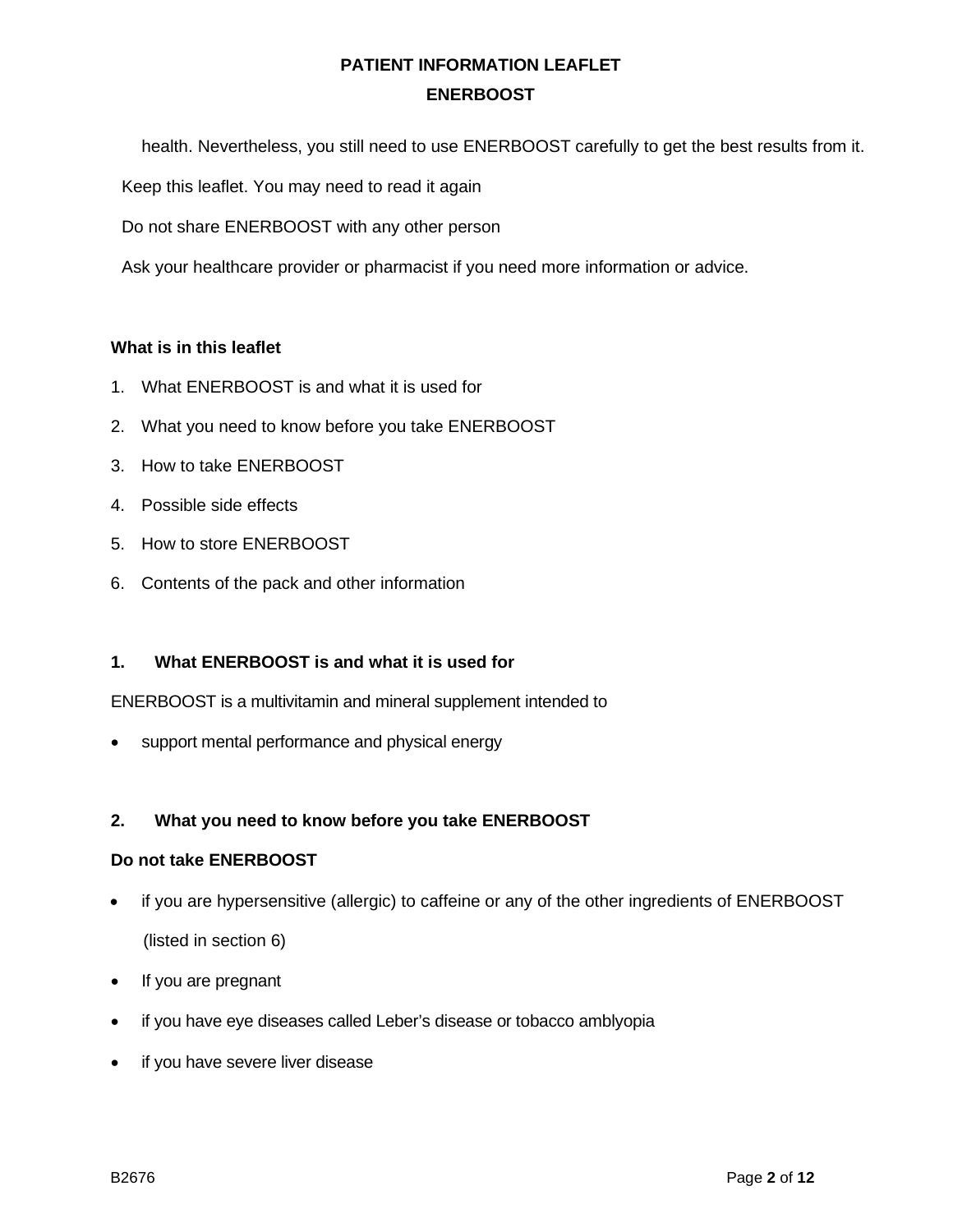health. Nevertheless, you still need to use ENERBOOST carefully to get the best results from it.

Keep this leaflet. You may need to read it again

Do not share ENERBOOST with any other person

Ask your healthcare provider or pharmacist if you need more information or advice.

**What is in this leaflet**

1. What ENERBOOST is and what it is used for
2. What you need to know before you take ENERBOOST
3. How to take ENERBOOST
4. Possible side effects
5. How to store ENERBOOST
6. Contents of the pack and other information

## 1. What ENERBOOST is and what it is used for

ENERBOOST is a multivitamin and mineral supplement intended to

- support mental performance and physical energy

## 2. What you need to know before you take ENERBOOST

**Do not take ENERBOOST**

- if you are hypersensitive (allergic) to caffeine or any of the other ingredients of ENERBOOST (listed in section 6)
- If you are pregnant
- if you have eye diseases called Leber's disease or tobacco amblyopia
- if you have severe liver disease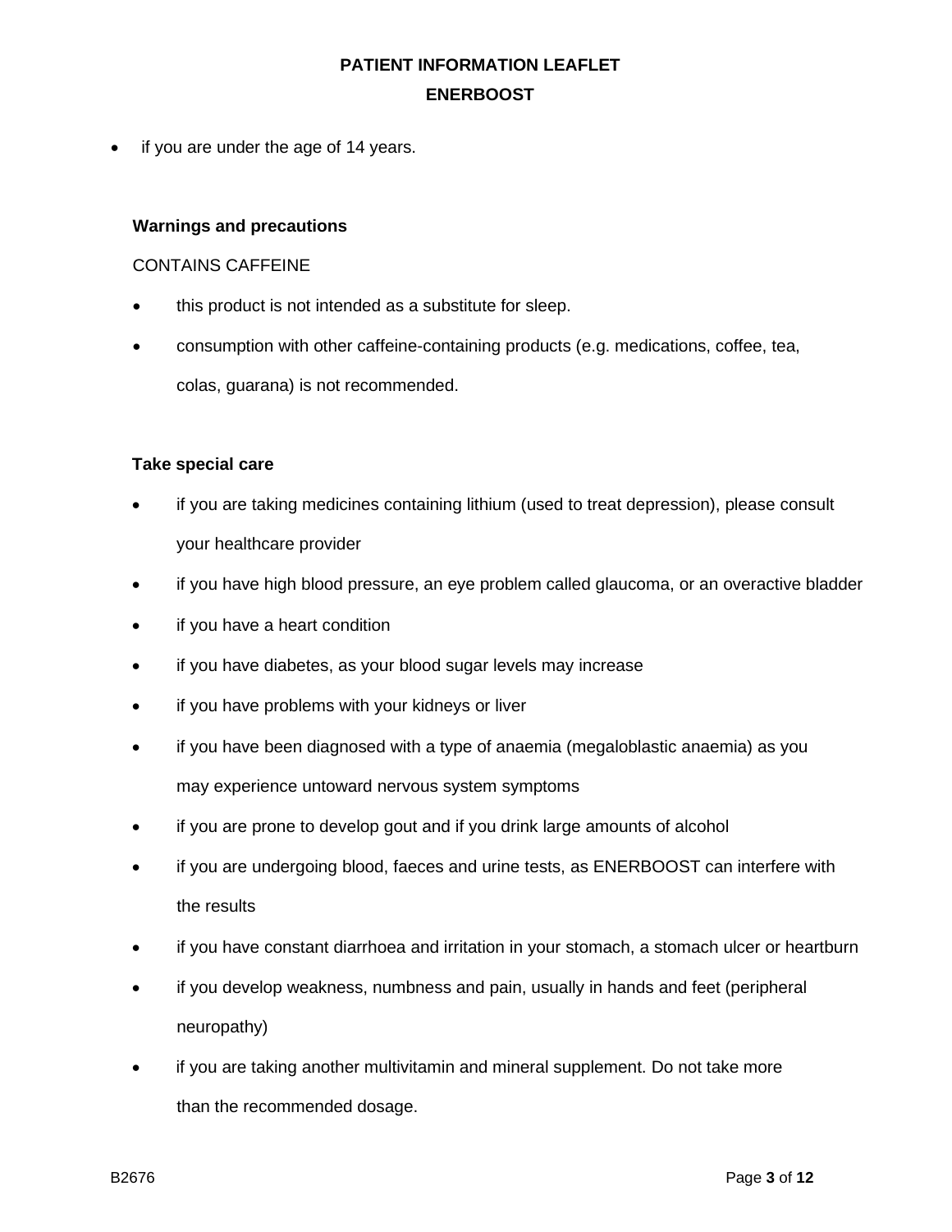- if you are under the age of 14 years.

**Warnings and precautions**

CONTAINS CAFFEINE

- this product is not intended as a substitute for sleep.
- consumption with other caffeine-containing products (e.g. medications, coffee, tea, colas, guarana) is not recommended.

**Take special care**

- if you are taking medicines containing lithium (used to treat depression), please consult your healthcare provider
- if you have high blood pressure, an eye problem called glaucoma, or an overactive bladder
- if you have a heart condition
- if you have diabetes, as your blood sugar levels may increase
- if you have problems with your kidneys or liver
- if you have been diagnosed with a type of anaemia (megaloblastic anaemia) as you may experience untoward nervous system symptoms
- if you are prone to develop gout and if you drink large amounts of alcohol
- if you are undergoing blood, faeces and urine tests, as ENERBOOST can interfere with the results
- if you have constant diarrhoea and irritation in your stomach, a stomach ulcer or heartburn
- if you develop weakness, numbness and pain, usually in hands and feet (peripheral neuropathy)
- if you are taking another multivitamin and mineral supplement. Do not take more than the recommended dosage.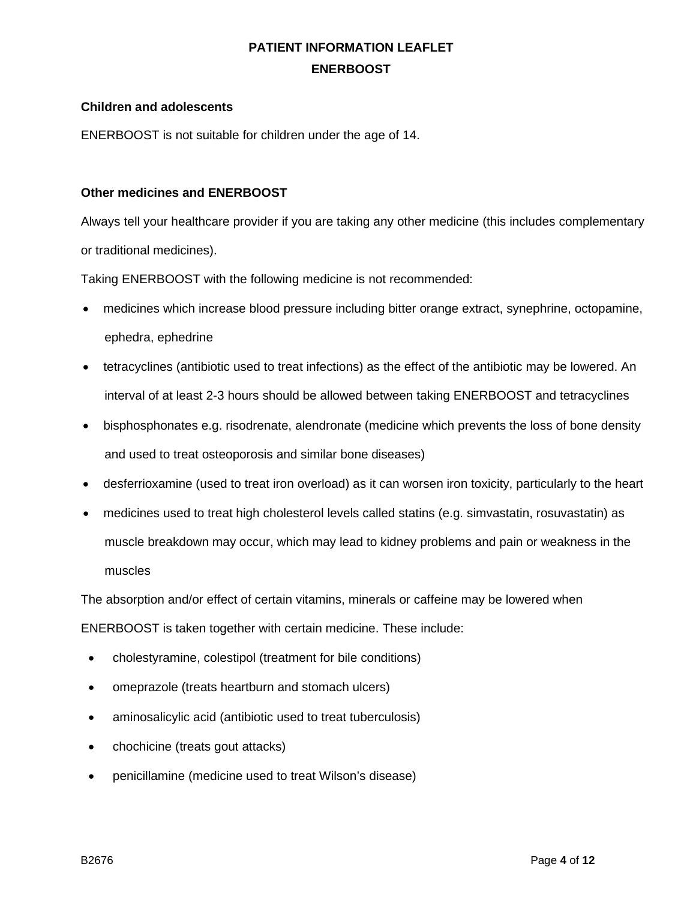### Children and adolescents

ENERBOOST is not suitable for children under the age of 14.

### Other medicines and ENERBOOST

Always tell your healthcare provider if you are taking any other medicine (this includes complementary or traditional medicines).

Taking ENERBOOST with the following medicine is not recommended:

- medicines which increase blood pressure including bitter orange extract, synephrine, octopamine, ephedra, ephedrine
- tetracyclines (antibiotic used to treat infections) as the effect of the antibiotic may be lowered. An interval of at least 2-3 hours should be allowed between taking ENERBOOST and tetracyclines
- bisphosphonates e.g. risodrenate, alendronate (medicine which prevents the loss of bone density and used to treat osteoporosis and similar bone diseases)
- desferrioxamine (used to treat iron overload) as it can worsen iron toxicity, particularly to the heart
- medicines used to treat high cholesterol levels called statins (e.g. simvastatin, rosuvastatin) as muscle breakdown may occur, which may lead to kidney problems and pain or weakness in the muscles

The absorption and/or effect of certain vitamins, minerals or caffeine may be lowered when ENERBOOST is taken together with certain medicine. These include:

- cholestyramine, colestipol (treatment for bile conditions)
- omeprazole (treats heartburn and stomach ulcers)
- aminosalicylic acid (antibiotic used to treat tuberculosis)
- chochicine (treats gout attacks)
- penicillamine (medicine used to treat Wilson's disease)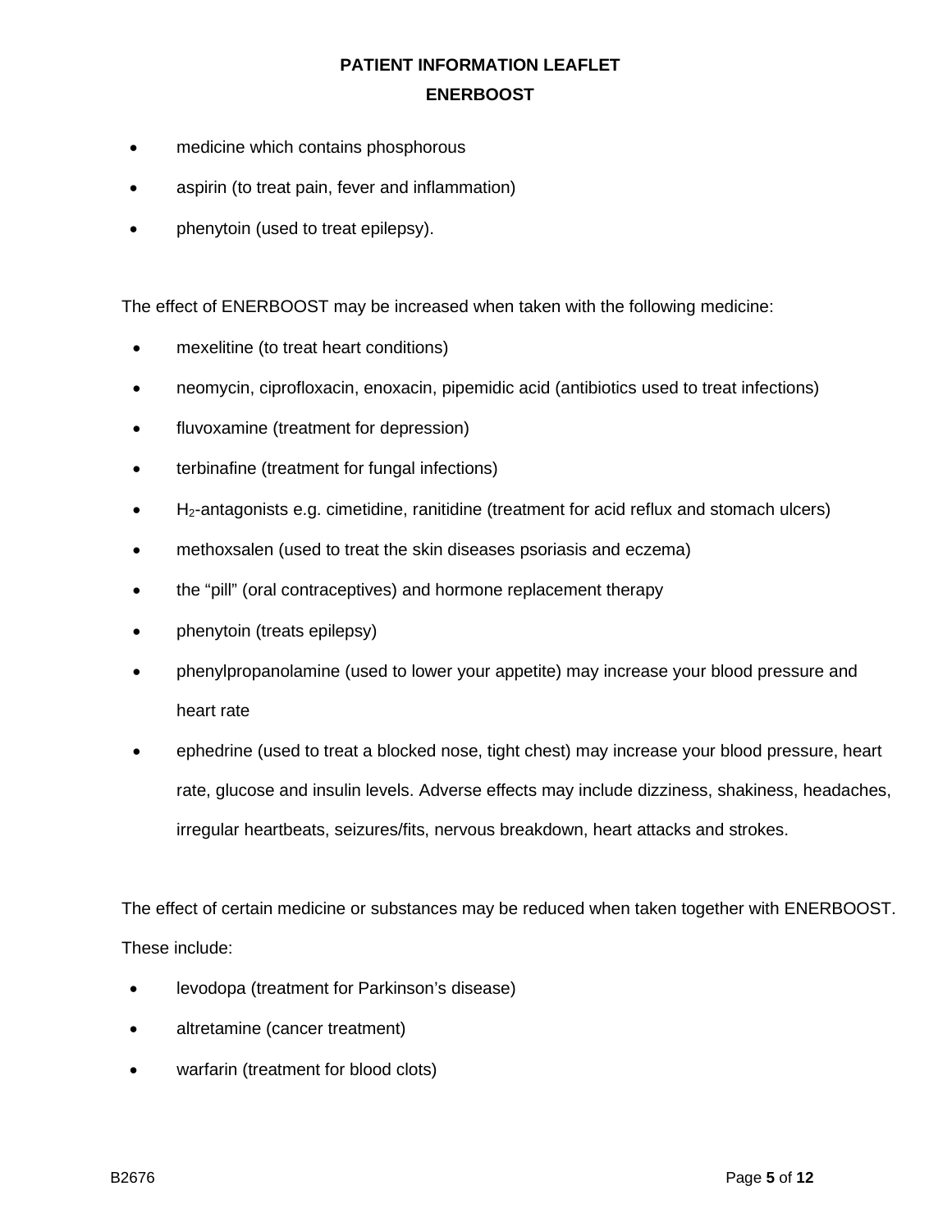- medicine which contains phosphorous
- aspirin (to treat pain, fever and inflammation)
- phenytoin (used to treat epilepsy).

The effect of ENERBOOST may be increased when taken with the following medicine:

- mexelitine (to treat heart conditions)
- neomycin, ciprofloxacin, enoxacin, pipemidic acid (antibiotics used to treat infections)
- fluvoxamine (treatment for depression)
- terbinafine (treatment for fungal infections)
- $H_2$-antagonists e.g. cimetidine, ranitidine (treatment for acid reflux and stomach ulcers)
- methoxsalen (used to treat the skin diseases psoriasis and eczema)
- the "pill" (oral contraceptives) and hormone replacement therapy
- phenytoin (treats epilepsy)
- phenylpropanolamine (used to lower your appetite) may increase your blood pressure and heart rate
- ephedrine (used to treat a blocked nose, tight chest) may increase your blood pressure, heart rate, glucose and insulin levels. Adverse effects may include dizziness, shakiness, headaches, irregular heartbeats, seizures/fits, nervous breakdown, heart attacks and strokes.

The effect of certain medicine or substances may be reduced when taken together with ENERBOOST. These include:

- levodopa (treatment for Parkinson's disease)
- altretamine (cancer treatment)
- warfarin (treatment for blood clots)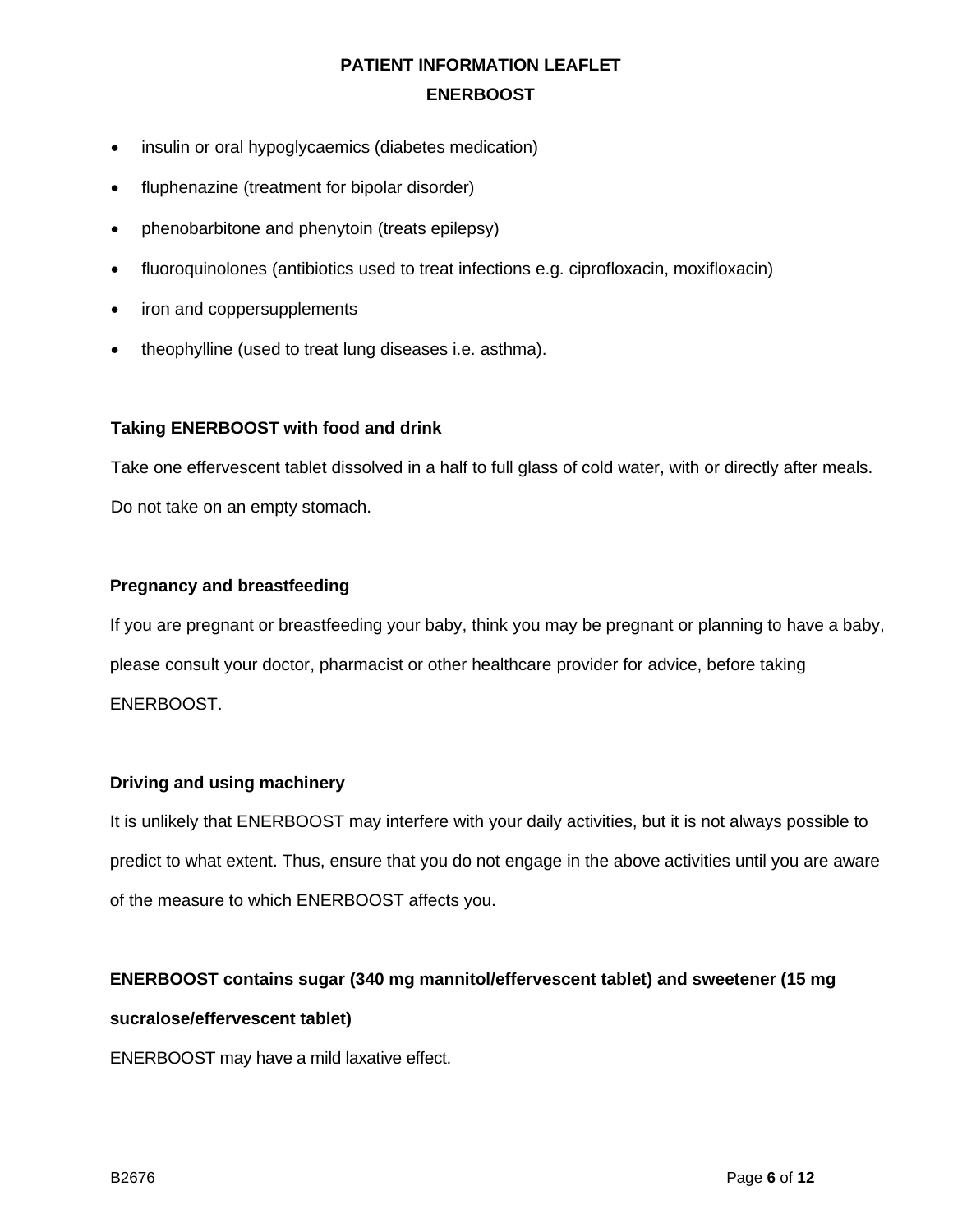- insulin or oral hypoglycaemics (diabetes medication)
- fluphenazine (treatment for bipolar disorder)
- phenobarbitone and phenytoin (treats epilepsy)
- fluoroquinolones (antibiotics used to treat infections e.g. ciprofloxacin, moxifloxacin)
- iron and coppersupplements
- theophylline (used to treat lung diseases i.e. asthma).

**Taking ENERBOOST with food and drink**

Take one effervescent tablet dissolved in a half to full glass of cold water, with or directly after meals. Do not take on an empty stomach.

**Pregnancy and breastfeeding**

If you are pregnant or breastfeeding your baby, think you may be pregnant or planning to have a baby, please consult your doctor, pharmacist or other healthcare provider for advice, before taking ENERBOOST.

**Driving and using machinery**

It is unlikely that ENERBOOST may interfere with your daily activities, but it is not always possible to predict to what extent. Thus, ensure that you do not engage in the above activities until you are aware of the measure to which ENERBOOST affects you.

**ENERBOOST contains sugar (340 mg mannitol/effervescent tablet) and sweetener (15 mg sucralose/effervescent tablet)**

ENERBOOST may have a mild laxative effect.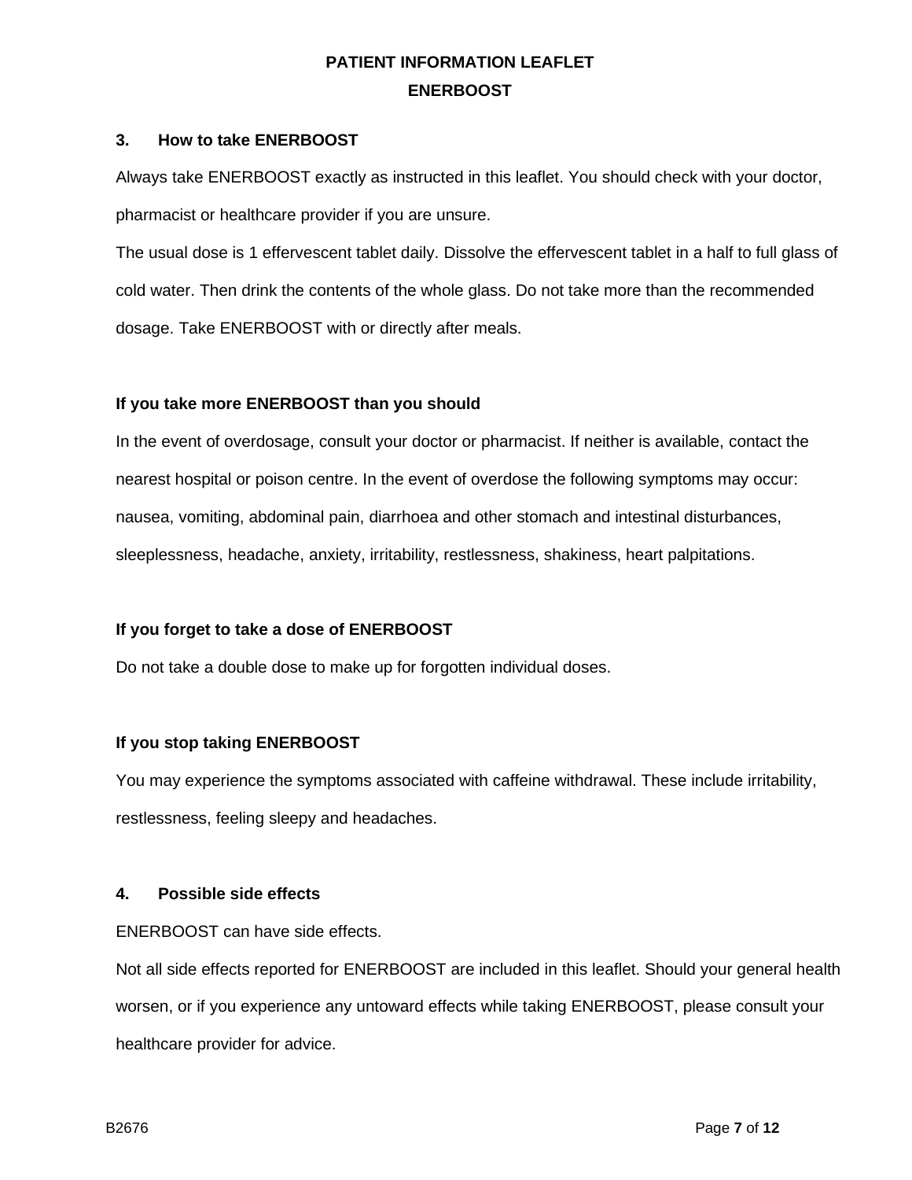### 3. How to take ENERBOOST

Always take ENERBOOST exactly as instructed in this leaflet. You should check with your doctor, pharmacist or healthcare provider if you are unsure.

The usual dose is 1 effervescent tablet daily. Dissolve the effervescent tablet in a half to full glass of cold water. Then drink the contents of the whole glass. Do not take more than the recommended dosage. Take ENERBOOST with or directly after meals.

**If you take more ENERBOOST than you should**

In the event of overdosage, consult your doctor or pharmacist. If neither is available, contact the nearest hospital or poison centre. In the event of overdose the following symptoms may occur: nausea, vomiting, abdominal pain, diarrhoea and other stomach and intestinal disturbances, sleeplessness, headache, anxiety, irritability, restlessness, shakiness, heart palpitations.

**If you forget to take a dose of ENERBOOST**

Do not take a double dose to make up for forgotten individual doses.

**If you stop taking ENERBOOST**

You may experience the symptoms associated with caffeine withdrawal. These include irritability, restlessness, feeling sleepy and headaches.

### 4. Possible side effects

ENERBOOST can have side effects.

Not all side effects reported for ENERBOOST are included in this leaflet. Should your general health worsen, or if you experience any untoward effects while taking ENERBOOST, please consult your healthcare provider for advice.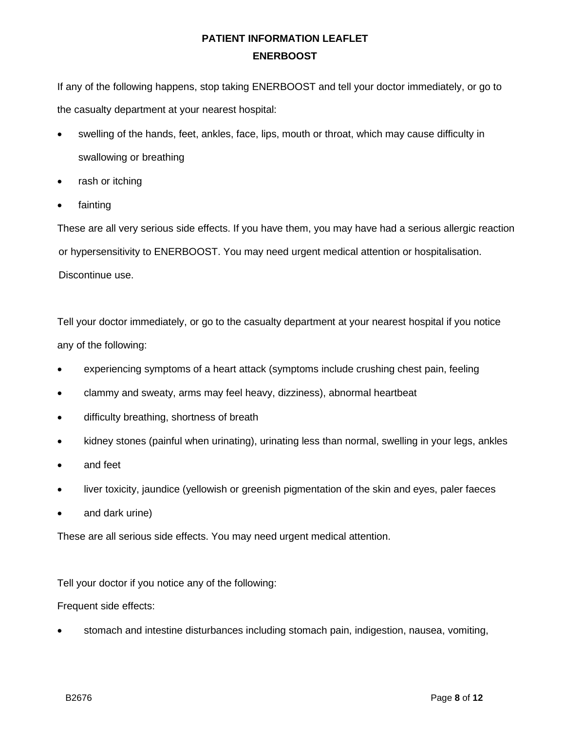If any of the following happens, stop taking ENERBOOST and tell your doctor immediately, or go to the casualty department at your nearest hospital:

- swelling of the hands, feet, ankles, face, lips, mouth or throat, which may cause difficulty in swallowing or breathing
- rash or itching
- fainting

These are all very serious side effects. If you have them, you may have had a serious allergic reaction or hypersensitivity to ENERBOOST. You may need urgent medical attention or hospitalisation. Discontinue use.

Tell your doctor immediately, or go to the casualty department at your nearest hospital if you notice any of the following:

- experiencing symptoms of a heart attack (symptoms include crushing chest pain, feeling
- clammy and sweaty, arms may feel heavy, dizziness), abnormal heartbeat
- difficulty breathing, shortness of breath
- kidney stones (painful when urinating), urinating less than normal, swelling in your legs, ankles
- and feet
- liver toxicity, jaundice (yellowish or greenish pigmentation of the skin and eyes, paler faeces
- and dark urine)

These are all serious side effects. You may need urgent medical attention.

Tell your doctor if you notice any of the following:

Frequent side effects:

- stomach and intestine disturbances including stomach pain, indigestion, nausea, vomiting,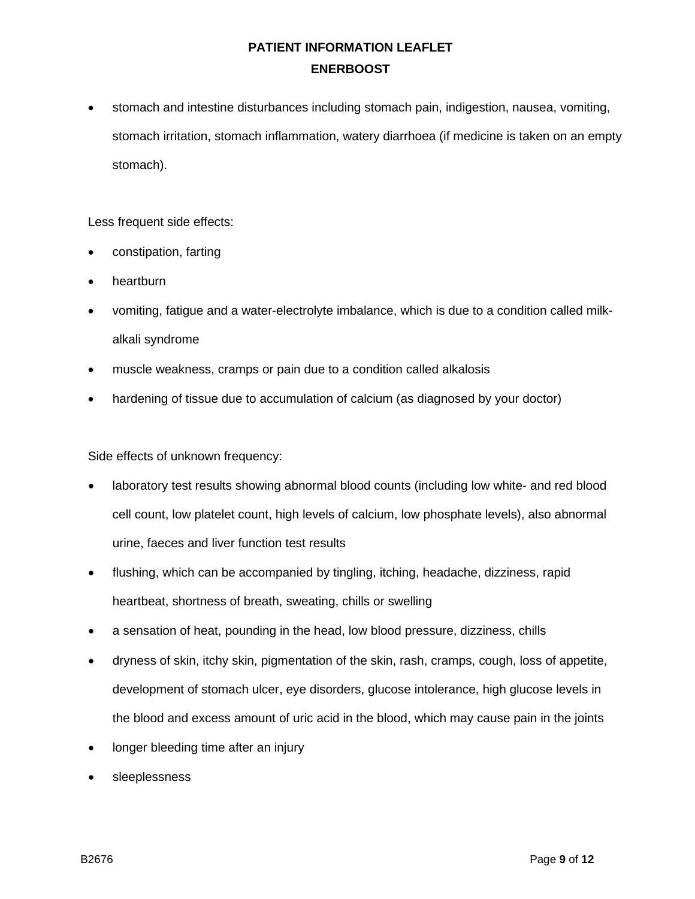- stomach and intestine disturbances including stomach pain, indigestion, nausea, vomiting, stomach irritation, stomach inflammation, watery diarrhoea (if medicine is taken on an empty stomach).

Less frequent side effects:

- constipation, farting
- heartburn
- vomiting, fatigue and a water-electrolyte imbalance, which is due to a condition called milk-alkali syndrome
- muscle weakness, cramps or pain due to a condition called alkalosis
- hardening of tissue due to accumulation of calcium (as diagnosed by your doctor)

Side effects of unknown frequency:

- laboratory test results showing abnormal blood counts (including low white- and red blood cell count, low platelet count, high levels of calcium, low phosphate levels), also abnormal urine, faeces and liver function test results
- flushing, which can be accompanied by tingling, itching, headache, dizziness, rapid heartbeat, shortness of breath, sweating, chills or swelling
- a sensation of heat, pounding in the head, low blood pressure, dizziness, chills
- dryness of skin, itchy skin, pigmentation of the skin, rash, cramps, cough, loss of appetite, development of stomach ulcer, eye disorders, glucose intolerance, high glucose levels in the blood and excess amount of uric acid in the blood, which may cause pain in the joints
- longer bleeding time after an injury
- sleeplessness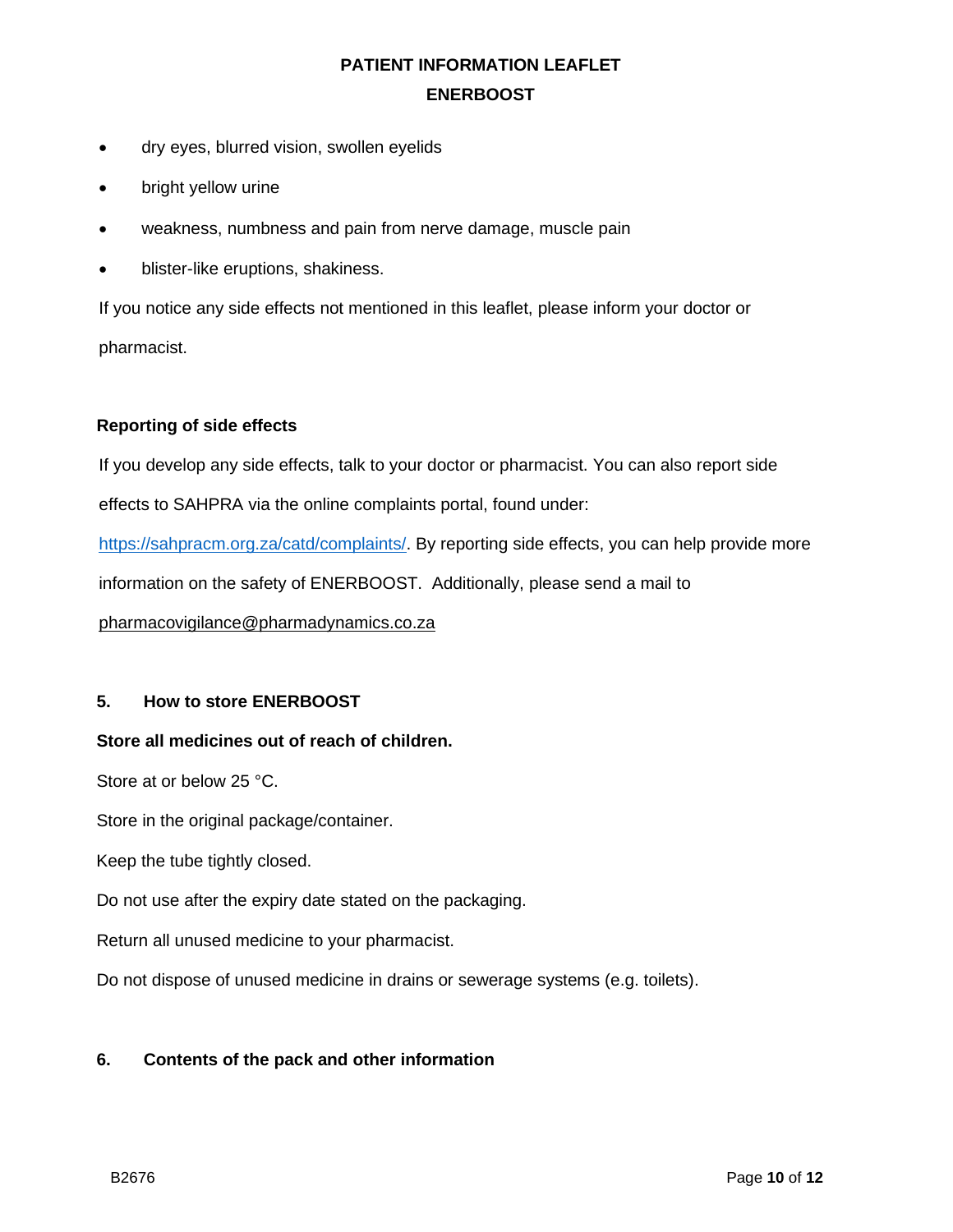- dry eyes, blurred vision, swollen eyelids
- bright yellow urine
- weakness, numbness and pain from nerve damage, muscle pain
- blister-like eruptions, shakiness.

If you notice any side effects not mentioned in this leaflet, please inform your doctor or pharmacist.

**Reporting of side effects**

If you develop any side effects, talk to your doctor or pharmacist. You can also report side effects to SAHPRA via the online complaints portal, found under: https://sahpracm.org.za/catd/complaints/. By reporting side effects, you can help provide more information on the safety of ENERBOOST. Additionally, please send a mail to pharmacovigilance@pharmadynamics.co.za

## 5. How to store ENERBOOST

**Store all medicines out of reach of children.**

Store at or below 25 °C.

Store in the original package/container.

Keep the tube tightly closed.

Do not use after the expiry date stated on the packaging.

Return all unused medicine to your pharmacist.

Do not dispose of unused medicine in drains or sewerage systems (e.g. toilets).

## 6. Contents of the pack and other information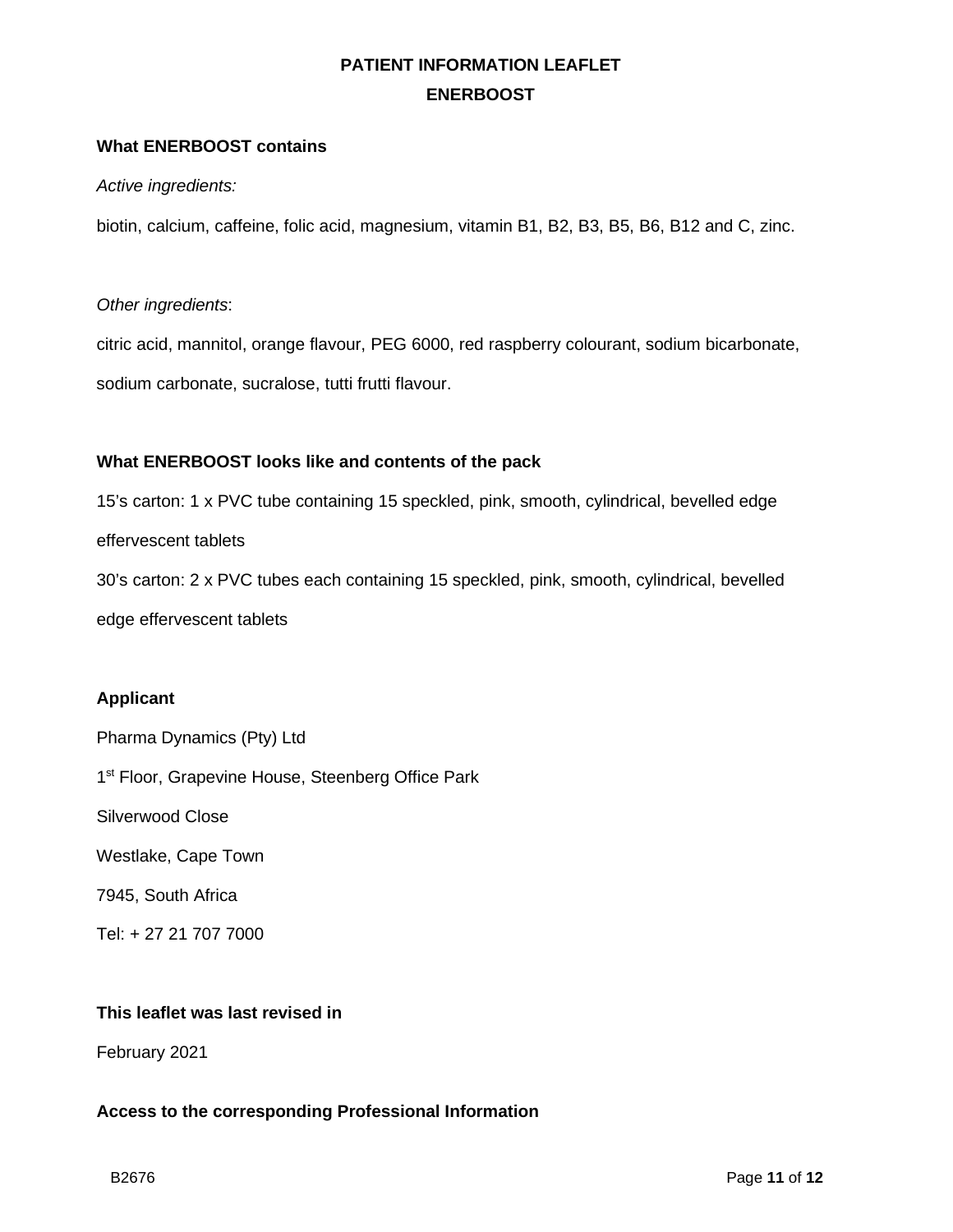**PATIENT INFORMATION LEAFLET**

**ENERBOOST**

**What ENERBOOST contains**

*Active ingredients:*

biotin, calcium, caffeine, folic acid, magnesium, vitamin B1, B2, B3, B5, B6, B12 and C, zinc.

*Other ingredients*:

citric acid, mannitol, orange flavour, PEG 6000, red raspberry colourant, sodium bicarbonate, sodium carbonate, sucralose, tutti frutti flavour.

**What ENERBOOST looks like and contents of the pack**

15's carton: 1 x PVC tube containing 15 speckled, pink, smooth, cylindrical, bevelled edge effervescent tablets

30's carton: 2 x PVC tubes each containing 15 speckled, pink, smooth, cylindrical, bevelled edge effervescent tablets

**Applicant**

Pharma Dynamics (Pty) Ltd

1st Floor, Grapevine House, Steenberg Office Park

Silverwood Close

Westlake, Cape Town

7945, South Africa

Tel: + 27 21 707 7000

**This leaflet was last revised in**

February 2021

**Access to the corresponding Professional Information**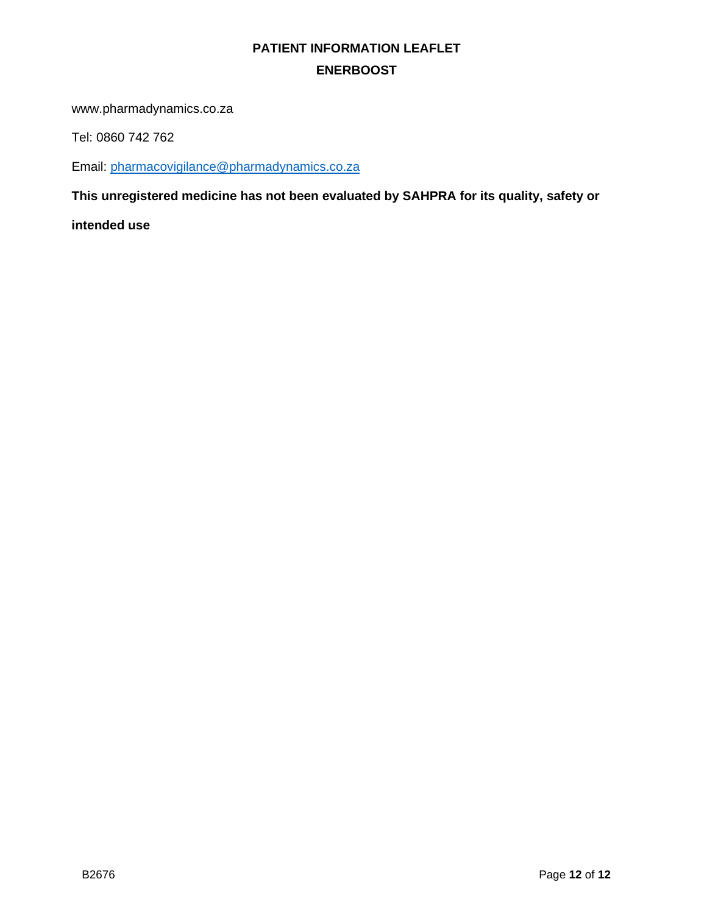www.pharmadynamics.co.za

Tel: 0860 742 762

Email: pharmacovigilance@pharmadynamics.co.za

**This unregistered medicine has not been evaluated by SAHPRA for its quality, safety or intended use**